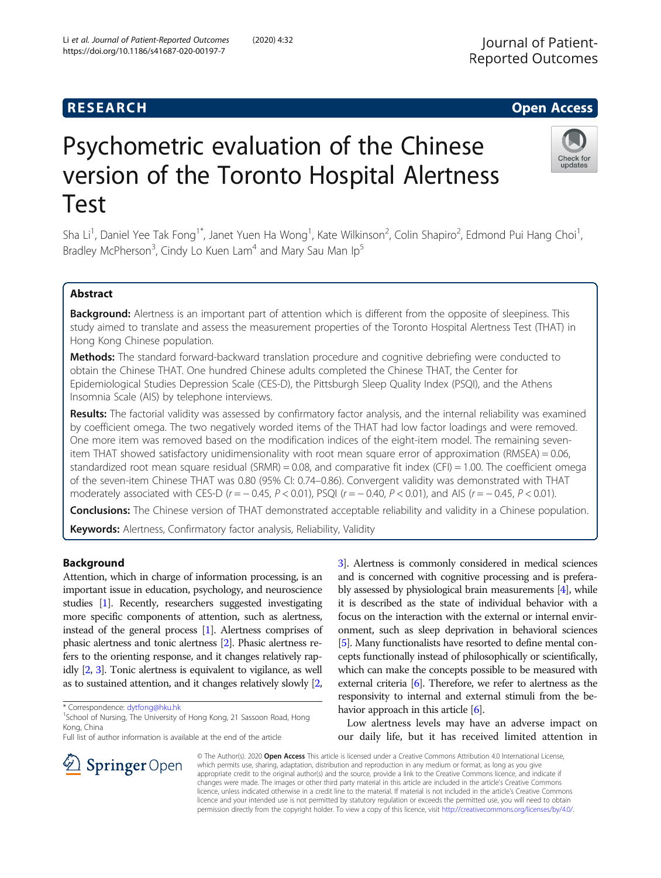RESEARCH

Open Access

# Psychometric evaluation of the Chinese version of the Toronto Hospital Alertness Test

Sha Li[1], Daniel Yee Tak Fong[1*], Janet Yuen Ha Wong[1], Kate Wilkinson[2], Colin Shapiro[2], Edmond Pui Hang Choi[1], Bradley McPherson[3], Cindy Lo Kuen Lam[4] and Mary Sau Man Ip[5]

## Abstract

**Background:** Alertness is an important part of attention which is different from the opposite of sleepiness. This study aimed to translate and assess the measurement properties of the Toronto Hospital Alertness Test (THAT) in Hong Kong Chinese population.

**Methods:** The standard forward-backward translation procedure and cognitive debriefing were conducted to obtain the Chinese THAT. One hundred Chinese adults completed the Chinese THAT, the Center for Epidemiological Studies Depression Scale (CES-D), the Pittsburgh Sleep Quality Index (PSQI), and the Athens Insomnia Scale (AIS) by telephone interviews.

**Results:** The factorial validity was assessed by confirmatory factor analysis, and the internal reliability was examined by coefficient omega. The two negatively worded items of the THAT had low factor loadings and were removed. One more item was removed based on the modification indices of the eight-item model. The remaining seven-item THAT showed satisfactory unidimensionality with root mean square error of approximation (RMSEA) = 0.06, standardized root mean square residual (SRMR) = 0.08, and comparative fit index (CFI) = 1.00. The coefficient omega of the seven-item Chinese THAT was 0.80 (95% CI: 0.74–0.86). Convergent validity was demonstrated with THAT moderately associated with CES-D ($r = -0.45$, $P < 0.01$), PSQI ($r = -0.40$, $P < 0.01$), and AIS ($r = -0.45$, $P < 0.01$).

**Conclusions:** The Chinese version of THAT demonstrated acceptable reliability and validity in a Chinese population.

**Keywords:** Alertness, Confirmatory factor analysis, Reliability, Validity

## Background

Attention, which in charge of information processing, is an important issue in education, psychology, and neuroscience studies [1]. Recently, researchers suggested investigating more specific components of attention, such as alertness, instead of the general process [1]. Alertness comprises of phasic alertness and tonic alertness [2]. Phasic alertness refers to the orienting response, and it changes relatively rapidly [2, 3]. Tonic alertness is equivalent to vigilance, as well as to sustained attention, and it changes relatively slowly [2, 3]. Alertness is commonly considered in medical sciences and is concerned with cognitive processing and is preferably assessed by physiological brain measurements [4], while it is described as the state of individual behavior with a focus on the interaction with the external or internal environment, such as sleep deprivation in behavioral sciences [5]. Many functionalists have resorted to define mental concepts functionally instead of philosophically or scientifically, which can make the concepts possible to be measured with external criteria [6]. Therefore, we refer to alertness as the responsivity to internal and external stimuli from the behavior approach in this article [6].

Low alertness levels may have an adverse impact on our daily life, but it has received limited attention in

\* Correspondence: dytfong@hku.hk
[1]School of Nursing, The University of Hong Kong, 21 Sassoon Road, Hong Kong, China
Full list of author information is available at the end of the article

© The Author(s). 2020 **Open Access** This article is licensed under a Creative Commons Attribution 4.0 International License, which permits use, sharing, adaptation, distribution and reproduction in any medium or format, as long as you give appropriate credit to the original author(s) and the source, provide a link to the Creative Commons licence, and indicate if changes were made. The images or other third party material in this article are included in the article's Creative Commons licence, unless indicated otherwise in a credit line to the material. If material is not included in the article's Creative Commons licence and your intended use is not permitted by statutory regulation or exceeds the permitted use, you will need to obtain permission directly from the copyright holder. To view a copy of this licence, visit http://creativecommons.org/licenses/by/4.0/.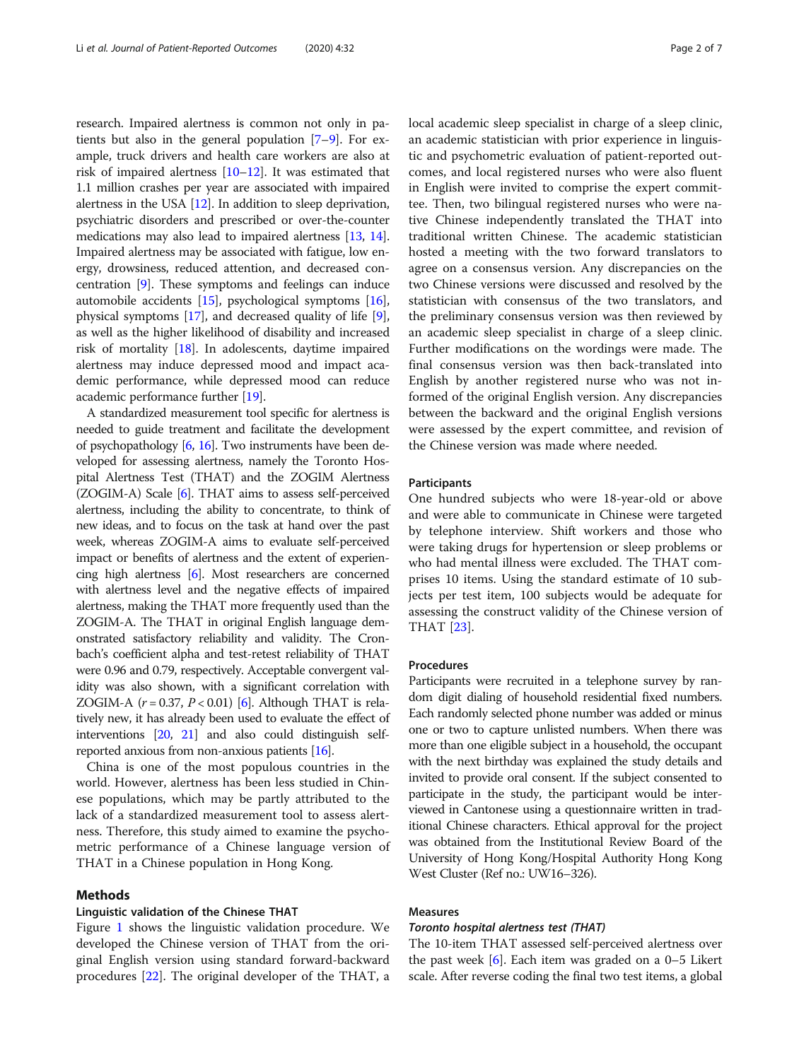research. Impaired alertness is common not only in patients but also in the general population [7–9]. For example, truck drivers and health care workers are also at risk of impaired alertness [10–12]. It was estimated that 1.1 million crashes per year are associated with impaired alertness in the USA [12]. In addition to sleep deprivation, psychiatric disorders and prescribed or over-the-counter medications may also lead to impaired alertness [13, 14]. Impaired alertness may be associated with fatigue, low energy, drowsiness, reduced attention, and decreased concentration [9]. These symptoms and feelings can induce automobile accidents [15], psychological symptoms [16], physical symptoms [17], and decreased quality of life [9], as well as the higher likelihood of disability and increased risk of mortality [18]. In adolescents, daytime impaired alertness may induce depressed mood and impact academic performance, while depressed mood can reduce academic performance further [19].

A standardized measurement tool specific for alertness is needed to guide treatment and facilitate the development of psychopathology [6, 16]. Two instruments have been developed for assessing alertness, namely the Toronto Hospital Alertness Test (THAT) and the ZOGIM Alertness (ZOGIM-A) Scale [6]. THAT aims to assess self-perceived alertness, including the ability to concentrate, to think of new ideas, and to focus on the task at hand over the past week, whereas ZOGIM-A aims to evaluate self-perceived impact or benefits of alertness and the extent of experiencing high alertness [6]. Most researchers are concerned with alertness level and the negative effects of impaired alertness, making the THAT more frequently used than the ZOGIM-A. The THAT in original English language demonstrated satisfactory reliability and validity. The Cronbach's coefficient alpha and test-retest reliability of THAT were 0.96 and 0.79, respectively. Acceptable convergent validity was also shown, with a significant correlation with ZOGIM-A ($r = 0.37$, $P < 0.01$) [6]. Although THAT is relatively new, it has already been used to evaluate the effect of interventions [20, 21] and also could distinguish self-reported anxious from non-anxious patients [16].

China is one of the most populous countries in the world. However, alertness has been less studied in Chinese populations, which may be partly attributed to the lack of a standardized measurement tool to assess alertness. Therefore, this study aimed to examine the psychometric performance of a Chinese language version of THAT in a Chinese population in Hong Kong.

## Methods

### Linguistic validation of the Chinese THAT

Figure 1 shows the linguistic validation procedure. We developed the Chinese version of THAT from the original English version using standard forward-backward procedures [22]. The original developer of the THAT, a local academic sleep specialist in charge of a sleep clinic, an academic statistician with prior experience in linguistic and psychometric evaluation of patient-reported outcomes, and local registered nurses who were also fluent in English were invited to comprise the expert committee. Then, two bilingual registered nurses who were native Chinese independently translated the THAT into traditional written Chinese. The academic statistician hosted a meeting with the two forward translators to agree on a consensus version. Any discrepancies on the two Chinese versions were discussed and resolved by the statistician with consensus of the two translators, and the preliminary consensus version was then reviewed by an academic sleep specialist in charge of a sleep clinic. Further modifications on the wordings were made. The final consensus version was then back-translated into English by another registered nurse who was not informed of the original English version. Any discrepancies between the backward and the original English versions were assessed by the expert committee, and revision of the Chinese version was made where needed.

### Participants

One hundred subjects who were 18-year-old or above and were able to communicate in Chinese were targeted by telephone interview. Shift workers and those who were taking drugs for hypertension or sleep problems or who had mental illness were excluded. The THAT comprises 10 items. Using the standard estimate of 10 subjects per test item, 100 subjects would be adequate for assessing the construct validity of the Chinese version of THAT [23].

### Procedures

Participants were recruited in a telephone survey by random digit dialing of household residential fixed numbers. Each randomly selected phone number was added or minus one or two to capture unlisted numbers. When there was more than one eligible subject in a household, the occupant with the next birthday was explained the study details and invited to provide oral consent. If the subject consented to participate in the study, the participant would be interviewed in Cantonese using a questionnaire written in traditional Chinese characters. Ethical approval for the project was obtained from the Institutional Review Board of the University of Hong Kong/Hospital Authority Hong Kong West Cluster (Ref no.: UW16–326).

### Measures

#### *Toronto hospital alertness test (THAT)*

The 10-item THAT assessed self-perceived alertness over the past week [6]. Each item was graded on a 0–5 Likert scale. After reverse coding the final two test items, a global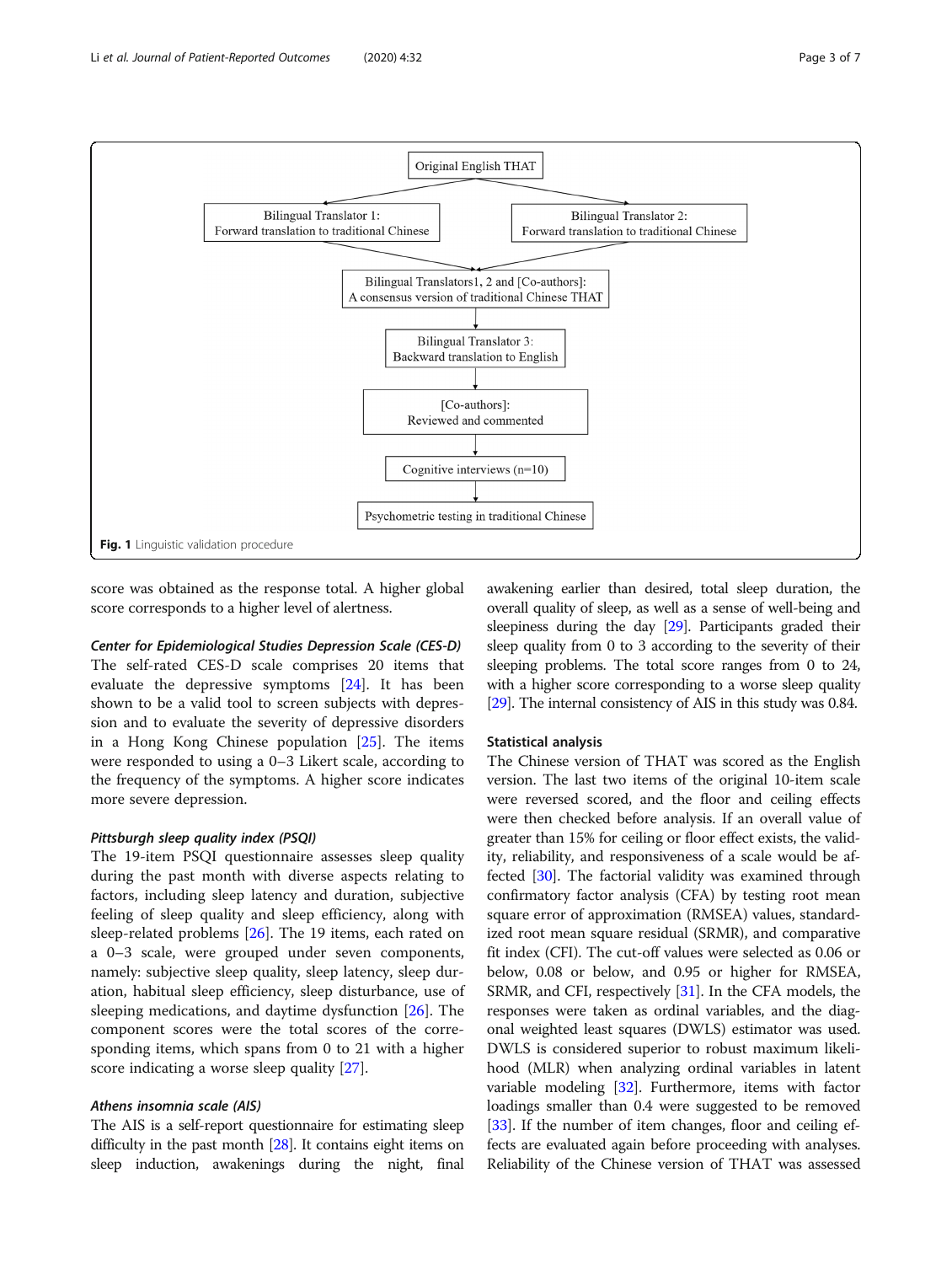Original English THAT

Bilingual Translator 1: Forward translation to traditional Chinese

Bilingual Translator 2: Forward translation to traditional Chinese

Bilingual Translators1, 2 and [Co-authors]: A consensus version of traditional Chinese THAT

Bilingual Translator 3: Backward translation to English

[Co-authors]: Reviewed and commented

Cognitive interviews (n=10)

Psychometric testing in traditional Chinese

**Fig. 1** Linguistic validation procedure

score was obtained as the response total. A higher global score corresponds to a higher level of alertness.

### *Center for Epidemiological Studies Depression Scale (CES-D)*

The self-rated CES-D scale comprises 20 items that evaluate the depressive symptoms [24]. It has been shown to be a valid tool to screen subjects with depression and to evaluate the severity of depressive disorders in a Hong Kong Chinese population [25]. The items were responded to using a 0–3 Likert scale, according to the frequency of the symptoms. A higher score indicates more severe depression.

### *Pittsburgh sleep quality index (PSQI)*

The 19-item PSQI questionnaire assesses sleep quality during the past month with diverse aspects relating to factors, including sleep latency and duration, subjective feeling of sleep quality and sleep efficiency, along with sleep-related problems [26]. The 19 items, each rated on a 0–3 scale, were grouped under seven components, namely: subjective sleep quality, sleep latency, sleep duration, habitual sleep efficiency, sleep disturbance, use of sleeping medications, and daytime dysfunction [26]. The component scores were the total scores of the corresponding items, which spans from 0 to 21 with a higher score indicating a worse sleep quality [27].

### *Athens insomnia scale (AIS)*

The AIS is a self-report questionnaire for estimating sleep difficulty in the past month [28]. It contains eight items on sleep induction, awakenings during the night, final awakening earlier than desired, total sleep duration, the overall quality of sleep, as well as a sense of well-being and sleepiness during the day [29]. Participants graded their sleep quality from 0 to 3 according to the severity of their sleeping problems. The total score ranges from 0 to 24, with a higher score corresponding to a worse sleep quality [29]. The internal consistency of AIS in this study was 0.84.

## Statistical analysis

The Chinese version of THAT was scored as the English version. The last two items of the original 10-item scale were reversed scored, and the floor and ceiling effects were then checked before analysis. If an overall value of greater than 15% for ceiling or floor effect exists, the validity, reliability, and responsiveness of a scale would be affected [30]. The factorial validity was examined through confirmatory factor analysis (CFA) by testing root mean square error of approximation (RMSEA) values, standardized root mean square residual (SRMR), and comparative fit index (CFI). The cut-off values were selected as 0.06 or below, 0.08 or below, and 0.95 or higher for RMSEA, SRMR, and CFI, respectively [31]. In the CFA models, the responses were taken as ordinal variables, and the diagonal weighted least squares (DWLS) estimator was used. DWLS is considered superior to robust maximum likelihood (MLR) when analyzing ordinal variables in latent variable modeling [32]. Furthermore, items with factor loadings smaller than 0.4 were suggested to be removed [33]. If the number of item changes, floor and ceiling effects are evaluated again before proceeding with analyses. Reliability of the Chinese version of THAT was assessed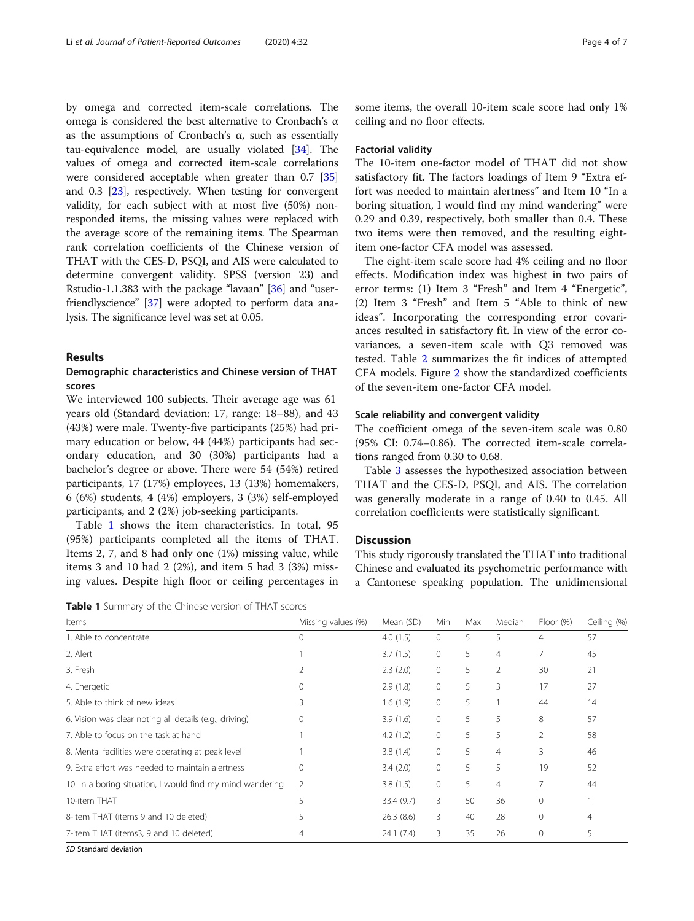by omega and corrected item-scale correlations. The omega is considered the best alternative to Cronbach's α as the assumptions of Cronbach's α, such as essentially tau-equivalence model, are usually violated [34]. The values of omega and corrected item-scale correlations were considered acceptable when greater than 0.7 [35] and 0.3 [23], respectively. When testing for convergent validity, for each subject with at most five (50%) non-responded items, the missing values were replaced with the average score of the remaining items. The Spearman rank correlation coefficients of the Chinese version of THAT with the CES-D, PSQI, and AIS were calculated to determine convergent validity. SPSS (version 23) and Rstudio-1.1.383 with the package "lavaan" [36] and "userfriendlyscience" [37] were adopted to perform data analysis. The significance level was set at 0.05.

## Results

### Demographic characteristics and Chinese version of THAT scores

We interviewed 100 subjects. Their average age was 61 years old (Standard deviation: 17, range: 18–88), and 43 (43%) were male. Twenty-five participants (25%) had primary education or below, 44 (44%) participants had secondary education, and 30 (30%) participants had a bachelor's degree or above. There were 54 (54%) retired participants, 17 (17%) employees, 13 (13%) homemakers, 6 (6%) students, 4 (4%) employers, 3 (3%) self-employed participants, and 2 (2%) job-seeking participants.

Table 1 shows the item characteristics. In total, 95 (95%) participants completed all the items of THAT. Items 2, 7, and 8 had only one (1%) missing value, while items 3 and 10 had 2 (2%), and item 5 had 3 (3%) missing values. Despite high floor or ceiling percentages in some items, the overall 10-item scale score had only 1% ceiling and no floor effects.

**Table 1** Summary of the Chinese version of THAT scores

| Items | Missing values (%) | Mean (SD) | Min | Max | Median | Floor (%) | Ceiling (%) |
|---|---|---|---|---|---|---|---|
| 1. Able to concentrate | 0 | 4.0 (1.5) | 0 | 5 | 5 | 4 | 57 |
| 2. Alert | 1 | 3.7 (1.5) | 0 | 5 | 4 | 7 | 45 |
| 3. Fresh | 2 | 2.3 (2.0) | 0 | 5 | 2 | 30 | 21 |
| 4. Energetic | 0 | 2.9 (1.8) | 0 | 5 | 3 | 17 | 27 |
| 5. Able to think of new ideas | 3 | 1.6 (1.9) | 0 | 5 | 1 | 44 | 14 |
| 6. Vision was clear noting all details (e.g., driving) | 0 | 3.9 (1.6) | 0 | 5 | 5 | 8 | 57 |
| 7. Able to focus on the task at hand | 1 | 4.2 (1.2) | 0 | 5 | 5 | 2 | 58 |
| 8. Mental facilities were operating at peak level | 1 | 3.8 (1.4) | 0 | 5 | 4 | 3 | 46 |
| 9. Extra effort was needed to maintain alertness | 0 | 3.4 (2.0) | 0 | 5 | 5 | 19 | 52 |
| 10. In a boring situation, I would find my mind wandering | 2 | 3.8 (1.5) | 0 | 5 | 4 | 7 | 44 |
| 10-item THAT | 5 | 33.4 (9.7) | 3 | 50 | 36 | 0 | 1 |
| 8-item THAT (items 9 and 10 deleted) | 5 | 26.3 (8.6) | 3 | 40 | 28 | 0 | 4 |
| 7-item THAT (items3, 9 and 10 deleted) | 4 | 24.1 (7.4) | 3 | 35 | 26 | 0 | 5 |

*SD* Standard deviation

### Factorial validity

The 10-item one-factor model of THAT did not show satisfactory fit. The factors loadings of Item 9 "Extra effort was needed to maintain alertness" and Item 10 "In a boring situation, I would find my mind wandering" were 0.29 and 0.39, respectively, both smaller than 0.4. These two items were then removed, and the resulting eight-item one-factor CFA model was assessed.

The eight-item scale score had 4% ceiling and no floor effects. Modification index was highest in two pairs of error terms: (1) Item 3 "Fresh" and Item 4 "Energetic", (2) Item 3 "Fresh" and Item 5 "Able to think of new ideas". Incorporating the corresponding error covariances resulted in satisfactory fit. In view of the error covariances, a seven-item scale with Q3 removed was tested. Table 2 summarizes the fit indices of attempted CFA models. Figure 2 show the standardized coefficients of the seven-item one-factor CFA model.

### Scale reliability and convergent validity

The coefficient omega of the seven-item scale was 0.80 (95% CI: 0.74–0.86). The corrected item-scale correlations ranged from 0.30 to 0.68.

Table 3 assesses the hypothesized association between THAT and the CES-D, PSQI, and AIS. The correlation was generally moderate in a range of 0.40 to 0.45. All correlation coefficients were statistically significant.

## Discussion

This study rigorously translated the THAT into traditional Chinese and evaluated its psychometric performance with a Cantonese speaking population. The unidimensional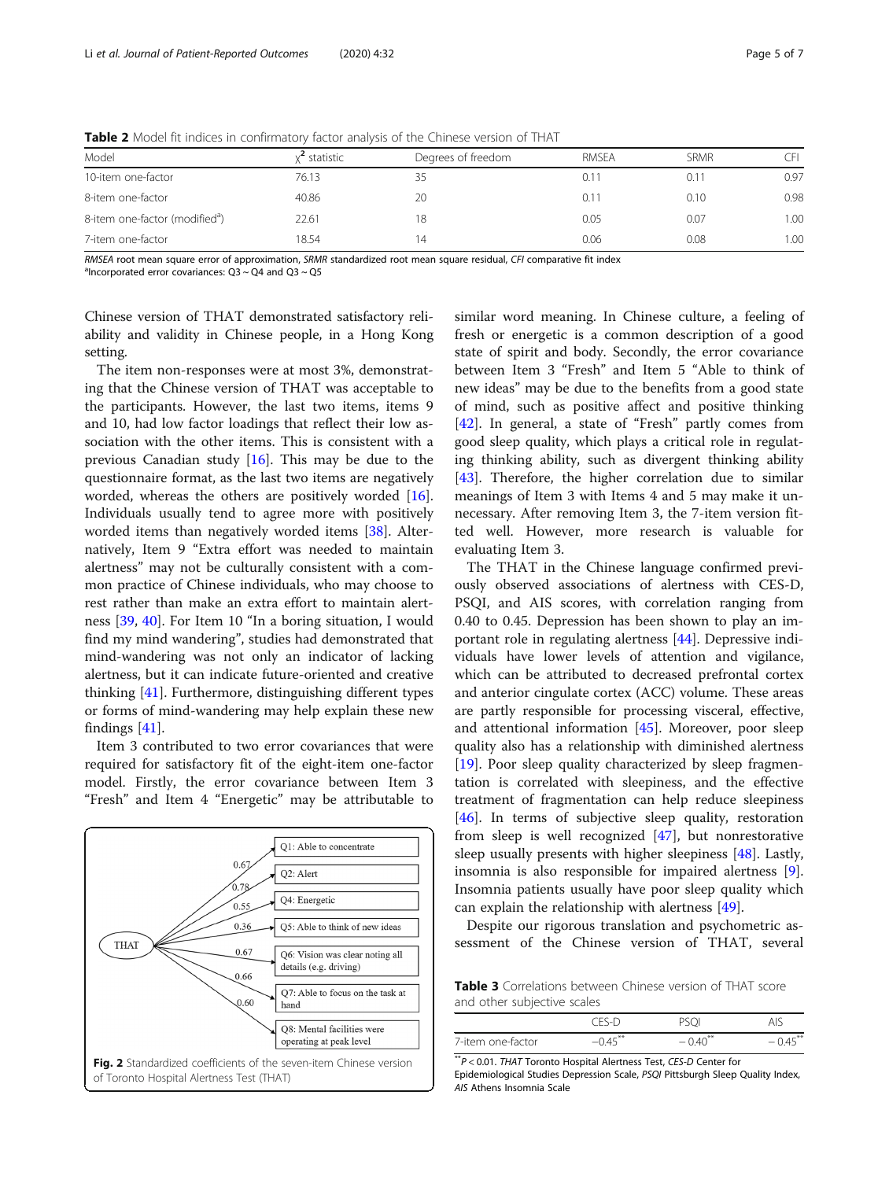**Table 2** Model fit indices in confirmatory factor analysis of the Chinese version of THAT

| Model | $\chi^2$ statistic | Degrees of freedom | RMSEA | SRMR | CFI |
|---|---|---|---|---|---|
| 10-item one-factor | 76.13 | 35 | 0.11 | 0.11 | 0.97 |
| 8-item one-factor | 40.86 | 20 | 0.11 | 0.10 | 0.98 |
| 8-item one-factor (modified[a]) | 22.61 | 18 | 0.05 | 0.07 | 1.00 |
| 7-item one-factor | 18.54 | 14 | 0.06 | 0.08 | 1.00 |

*RMSEA* root mean square error of approximation, *SRMR* standardized root mean square residual, *CFI* comparative fit index
[a]Incorporated error covariances: Q3 ~ Q4 and Q3 ~ Q5

Chinese version of THAT demonstrated satisfactory reliability and validity in Chinese people, in a Hong Kong setting.

The item non-responses were at most 3%, demonstrating that the Chinese version of THAT was acceptable to the participants. However, the last two items, items 9 and 10, had low factor loadings that reflect their low association with the other items. This is consistent with a previous Canadian study [16]. This may be due to the questionnaire format, as the last two items are negatively worded, whereas the others are positively worded [16]. Individuals usually tend to agree more with positively worded items than negatively worded items [38]. Alternatively, Item 9 "Extra effort was needed to maintain alertness" may not be culturally consistent with a common practice of Chinese individuals, who may choose to rest rather than make an extra effort to maintain alertness [39, 40]. For Item 10 "In a boring situation, I would find my mind wandering", studies had demonstrated that mind-wandering was not only an indicator of lacking alertness, but it can indicate future-oriented and creative thinking [41]. Furthermore, distinguishing different types or forms of mind-wandering may help explain these new findings [41].

Item 3 contributed to two error covariances that were required for satisfactory fit of the eight-item one-factor model. Firstly, the error covariance between Item 3 "Fresh" and Item 4 "Energetic" may be attributable to similar word meaning. In Chinese culture, a feeling of fresh or energetic is a common description of a good state of spirit and body. Secondly, the error covariance between Item 3 "Fresh" and Item 5 "Able to think of new ideas" may be due to the benefits from a good state of mind, such as positive affect and positive thinking [42]. In general, a state of "Fresh" partly comes from good sleep quality, which plays a critical role in regulating thinking ability, such as divergent thinking ability [43]. Therefore, the higher correlation due to similar meanings of Item 3 with Items 4 and 5 may make it unnecessary. After removing Item 3, the 7-item version fitted well. However, more research is valuable for evaluating Item 3.

**Fig. 2** Standardized coefficients of the seven-item Chinese version of Toronto Hospital Alertness Test (THAT)

The THAT in the Chinese language confirmed previously observed associations of alertness with CES-D, PSQI, and AIS scores, with correlation ranging from 0.40 to 0.45. Depression has been shown to play an important role in regulating alertness [44]. Depressive individuals have lower levels of attention and vigilance, which can be attributed to decreased prefrontal cortex and anterior cingulate cortex (ACC) volume. These areas are partly responsible for processing visceral, effective, and attentional information [45]. Moreover, poor sleep quality also has a relationship with diminished alertness [19]. Poor sleep quality characterized by sleep fragmentation is correlated with sleepiness, and the effective treatment of fragmentation can help reduce sleepiness [46]. In terms of subjective sleep quality, restoration from sleep is well recognized [47], but nonrestorative sleep usually presents with higher sleepiness [48]. Lastly, insomnia is also responsible for impaired alertness [9]. Insomnia patients usually have poor sleep quality which can explain the relationship with alertness [49].

Despite our rigorous translation and psychometric assessment of the Chinese version of THAT, several

**Table 3** Correlations between Chinese version of THAT score and other subjective scales

| | CES-D | PSQI | AIS |
|---|---|---|---|
| 7-item one-factor | −0.45** | −0.40** | −0.45** |

**$P < 0.01$. *THAT* Toronto Hospital Alertness Test, *CES-D* Center for Epidemiological Studies Depression Scale, *PSQI* Pittsburgh Sleep Quality Index, *AIS* Athens Insomnia Scale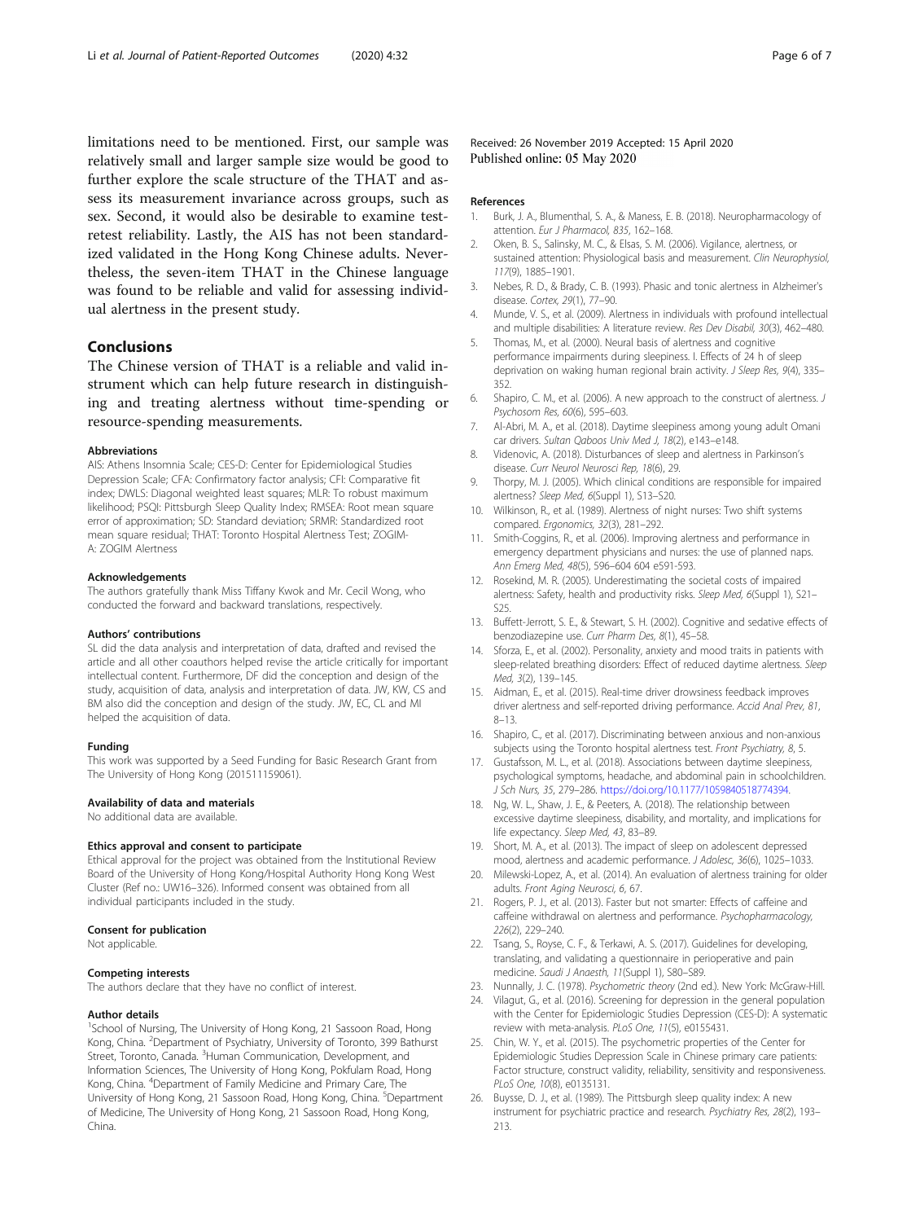limitations need to be mentioned. First, our sample was relatively small and larger sample size would be good to further explore the scale structure of the THAT and assess its measurement invariance across groups, such as sex. Second, it would also be desirable to examine test-retest reliability. Lastly, the AIS has not been standardized validated in the Hong Kong Chinese adults. Nevertheless, the seven-item THAT in the Chinese language was found to be reliable and valid for assessing individual alertness in the present study.

## Conclusions

The Chinese version of THAT is a reliable and valid instrument which can help future research in distinguishing and treating alertness without time-spending or resource-spending measurements.

#### Abbreviations

AIS: Athens Insomnia Scale; CES-D: Center for Epidemiological Studies Depression Scale; CFA: Confirmatory factor analysis; CFI: Comparative fit index; DWLS: Diagonal weighted least squares; MLR: To robust maximum likelihood; PSQI: Pittsburgh Sleep Quality Index; RMSEA: Root mean square error of approximation; SD: Standard deviation; SRMR: Standardized root mean square residual; THAT: Toronto Hospital Alertness Test; ZOGIM-A: ZOGIM Alertness

#### Acknowledgements

The authors gratefully thank Miss Tiffany Kwok and Mr. Cecil Wong, who conducted the forward and backward translations, respectively.

#### Authors' contributions

SL did the data analysis and interpretation of data, drafted and revised the article and all other coauthors helped revise the article critically for important intellectual content. Furthermore, DF did the conception and design of the study, acquisition of data, analysis and interpretation of data. JW, KW, CS and BM also did the conception and design of the study. JW, EC, CL and MI helped the acquisition of data.

#### Funding

This work was supported by a Seed Funding for Basic Research Grant from The University of Hong Kong (201511159061).

#### Availability of data and materials

No additional data are available.

#### Ethics approval and consent to participate

Ethical approval for the project was obtained from the Institutional Review Board of the University of Hong Kong/Hospital Authority Hong Kong West Cluster (Ref no.: UW16–326). Informed consent was obtained from all individual participants included in the study.

#### Consent for publication

Not applicable.

#### Competing interests

The authors declare that they have no conflict of interest.

#### Author details

[1]School of Nursing, The University of Hong Kong, 21 Sassoon Road, Hong Kong, China. [2]Department of Psychiatry, University of Toronto, 399 Bathurst Street, Toronto, Canada. [3]Human Communication, Development, and Information Sciences, The University of Hong Kong, Pokfulam Road, Hong Kong, China. [4]Department of Family Medicine and Primary Care, The University of Hong Kong, 21 Sassoon Road, Hong Kong, China. [5]Department of Medicine, The University of Hong Kong, 21 Sassoon Road, Hong Kong, China.

Received: 26 November 2019 Accepted: 15 April 2020
Published online: 05 May 2020

#### References

1. Burk, J. A., Blumenthal, S. A., & Maness, E. B. (2018). Neuropharmacology of attention. *Eur J Pharmacol, 835*, 162–168.
2. Oken, B. S., Salinsky, M. C., & Elsas, S. M. (2006). Vigilance, alertness, or sustained attention: Physiological basis and measurement. *Clin Neurophysiol, 117*(9), 1885–1901.
3. Nebes, R. D., & Brady, C. B. (1993). Phasic and tonic alertness in Alzheimer's disease. *Cortex, 29*(1), 77–90.
4. Munde, V. S., et al. (2009). Alertness in individuals with profound intellectual and multiple disabilities: A literature review. *Res Dev Disabil, 30*(3), 462–480.
5. Thomas, M., et al. (2000). Neural basis of alertness and cognitive performance impairments during sleepiness. I. Effects of 24 h of sleep deprivation on waking human regional brain activity. *J Sleep Res, 9*(4), 335–352.
6. Shapiro, C. M., et al. (2006). A new approach to the construct of alertness. *J Psychosom Res, 60*(6), 595–603.
7. Al-Abri, M. A., et al. (2018). Daytime sleepiness among young adult Omani car drivers. *Sultan Qaboos Univ Med J, 18*(2), e143–e148.
8. Videnovic, A. (2018). Disturbances of sleep and alertness in Parkinson's disease. *Curr Neurol Neurosci Rep, 18*(6), 29.
9. Thorpy, M. J. (2005). Which clinical conditions are responsible for impaired alertness? *Sleep Med, 6*(Suppl 1), S13–S20.
10. Wilkinson, R., et al. (1989). Alertness of night nurses: Two shift systems compared. *Ergonomics, 32*(3), 281–292.
11. Smith-Coggins, R., et al. (2006). Improving alertness and performance in emergency department physicians and nurses: the use of planned naps. *Ann Emerg Med, 48*(5), 596–604 604 e591-593.
12. Rosekind, M. R. (2005). Underestimating the societal costs of impaired alertness: Safety, health and productivity risks. *Sleep Med, 6*(Suppl 1), S21–S25.
13. Buffett-Jerrott, S. E., & Stewart, S. H. (2002). Cognitive and sedative effects of benzodiazepine use. *Curr Pharm Des, 8*(1), 45–58.
14. Sforza, E., et al. (2002). Personality, anxiety and mood traits in patients with sleep-related breathing disorders: Effect of reduced daytime alertness. *Sleep Med, 3*(2), 139–145.
15. Aidman, E., et al. (2015). Real-time driver drowsiness feedback improves driver alertness and self-reported driving performance. *Accid Anal Prev, 81*, 8–13.
16. Shapiro, C., et al. (2017). Discriminating between anxious and non-anxious subjects using the Toronto hospital alertness test. *Front Psychiatry, 8*, 5.
17. Gustafsson, M. L., et al. (2018). Associations between daytime sleepiness, psychological symptoms, headache, and abdominal pain in schoolchildren. *J Sch Nurs, 35*, 279–286. https://doi.org/10.1177/1059840518774394.
18. Ng, W. L., Shaw, J. E., & Peeters, A. (2018). The relationship between excessive daytime sleepiness, disability, and mortality, and implications for life expectancy. *Sleep Med, 43*, 83–89.
19. Short, M. A., et al. (2013). The impact of sleep on adolescent depressed mood, alertness and academic performance. *J Adolesc, 36*(6), 1025–1033.
20. Milewski-Lopez, A., et al. (2014). An evaluation of alertness training for older adults. *Front Aging Neurosci, 6*, 67.
21. Rogers, P. J., et al. (2013). Faster but not smarter: Effects of caffeine and caffeine withdrawal on alertness and performance. *Psychopharmacology, 226*(2), 229–240.
22. Tsang, S., Royse, C. F., & Terkawi, A. S. (2017). Guidelines for developing, translating, and validating a questionnaire in perioperative and pain medicine. *Saudi J Anaesth, 11*(Suppl 1), S80–S89.
23. Nunnally, J. C. (1978). *Psychometric theory* (2nd ed.). New York: McGraw-Hill.
24. Vilagut, G., et al. (2016). Screening for depression in the general population with the Center for Epidemiologic Studies Depression (CES-D): A systematic review with meta-analysis. *PLoS One, 11*(5), e0155431.
25. Chin, W. Y., et al. (2015). The psychometric properties of the Center for Epidemiologic Studies Depression Scale in Chinese primary care patients: Factor structure, construct validity, reliability, sensitivity and responsiveness. *PLoS One, 10*(8), e0135131.
26. Buysse, D. J., et al. (1989). The Pittsburgh sleep quality index: A new instrument for psychiatric practice and research. *Psychiatry Res, 28*(2), 193–213.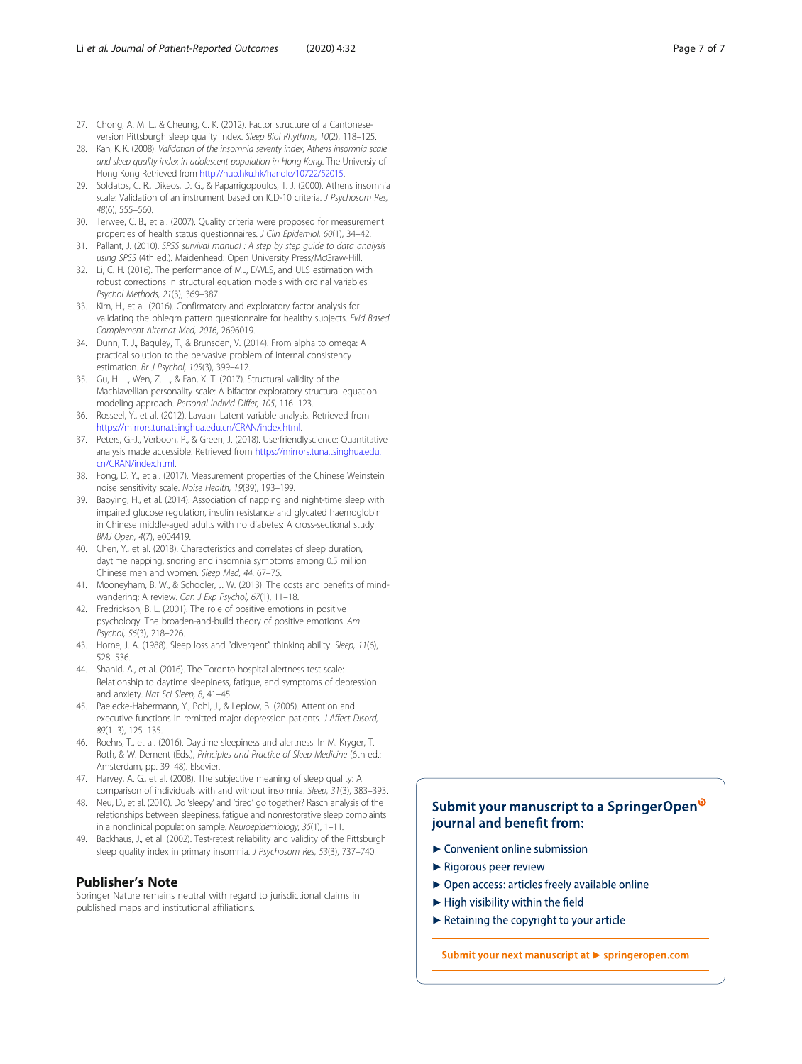27. Chong, A. M. L., & Cheung, C. K. (2012). Factor structure of a Cantonese-version Pittsburgh sleep quality index. *Sleep Biol Rhythms, 10*(2), 118–125.
28. Kan, K. K. (2008). *Validation of the insomnia severity index, Athens insomnia scale and sleep quality index in adolescent population in Hong Kong*. The Universiy of Hong Kong Retrieved from http://hub.hku.hk/handle/10722/52015.
29. Soldatos, C. R., Dikeos, D. G., & Paparrigopoulos, T. J. (2000). Athens insomnia scale: Validation of an instrument based on ICD-10 criteria. *J Psychosom Res, 48*(6), 555–560.
30. Terwee, C. B., et al. (2007). Quality criteria were proposed for measurement properties of health status questionnaires. *J Clin Epidemiol, 60*(1), 34–42.
31. Pallant, J. (2010). *SPSS survival manual : A step by step guide to data analysis using SPSS* (4th ed.). Maidenhead: Open University Press/McGraw-Hill.
32. Li, C. H. (2016). The performance of ML, DWLS, and ULS estimation with robust corrections in structural equation models with ordinal variables. *Psychol Methods, 21*(3), 369–387.
33. Kim, H., et al. (2016). Confirmatory and exploratory factor analysis for validating the phlegm pattern questionnaire for healthy subjects. *Evid Based Complement Alternat Med, 2016*, 2696019.
34. Dunn, T. J., Baguley, T., & Brunsden, V. (2014). From alpha to omega: A practical solution to the pervasive problem of internal consistency estimation. *Br J Psychol, 105*(3), 399–412.
35. Gu, H. L., Wen, Z. L., & Fan, X. T. (2017). Structural validity of the Machiavellian personality scale: A bifactor exploratory structural equation modeling approach. *Personal Individ Differ, 105*, 116–123.
36. Rosseel, Y., et al. (2012). Lavaan: Latent variable analysis. Retrieved from https://mirrors.tuna.tsinghua.edu.cn/CRAN/index.html.
37. Peters, G.-J., Verboon, P., & Green, J. (2018). Userfriendlyscience: Quantitative analysis made accessible. Retrieved from https://mirrors.tuna.tsinghua.edu.cn/CRAN/index.html.
38. Fong, D. Y., et al. (2017). Measurement properties of the Chinese Weinstein noise sensitivity scale. *Noise Health, 19*(89), 193–199.
39. Baoying, H., et al. (2014). Association of napping and night-time sleep with impaired glucose regulation, insulin resistance and glycated haemoglobin in Chinese middle-aged adults with no diabetes: A cross-sectional study. *BMJ Open, 4*(7), e004419.
40. Chen, Y., et al. (2018). Characteristics and correlates of sleep duration, daytime napping, snoring and insomnia symptoms among 0.5 million Chinese men and women. *Sleep Med, 44*, 67–75.
41. Mooneyham, B. W., & Schooler, J. W. (2013). The costs and benefits of mind-wandering: A review. *Can J Exp Psychol, 67*(1), 11–18.
42. Fredrickson, B. L. (2001). The role of positive emotions in positive psychology. The broaden-and-build theory of positive emotions. *Am Psychol, 56*(3), 218–226.
43. Horne, J. A. (1988). Sleep loss and "divergent" thinking ability. *Sleep, 11*(6), 528–536.
44. Shahid, A., et al. (2016). The Toronto hospital alertness test scale: Relationship to daytime sleepiness, fatigue, and symptoms of depression and anxiety. *Nat Sci Sleep, 8*, 41–45.
45. Paelecke-Habermann, Y., Pohl, J., & Leplow, B. (2005). Attention and executive functions in remitted major depression patients. *J Affect Disord, 89*(1–3), 125–135.
46. Roehrs, T., et al. (2016). Daytime sleepiness and alertness. In M. Kryger, T. Roth, & W. Dement (Eds.), *Principles and Practice of Sleep Medicine* (6th ed.: Amsterdam, pp. 39–48). Elsevier.
47. Harvey, A. G., et al. (2008). The subjective meaning of sleep quality: A comparison of individuals with and without insomnia. *Sleep, 31*(3), 383–393.
48. Neu, D., et al. (2010). Do 'sleepy' and 'tired' go together? Rasch analysis of the relationships between sleepiness, fatigue and nonrestorative sleep complaints in a nonclinical population sample. *Neuroepidemiology, 35*(1), 1–11.
49. Backhaus, J., et al. (2002). Test-retest reliability and validity of the Pittsburgh sleep quality index in primary insomnia. *J Psychosom Res, 53*(3), 737–740.

## Publisher's Note

Springer Nature remains neutral with regard to jurisdictional claims in published maps and institutional affiliations.

**Submit your manuscript to a SpringerOpen journal and benefit from:**

- Convenient online submission
- Rigorous peer review
- Open access: articles freely available online
- High visibility within the field
- Retaining the copyright to your article

**Submit your next manuscript at ▶ springeropen.com**